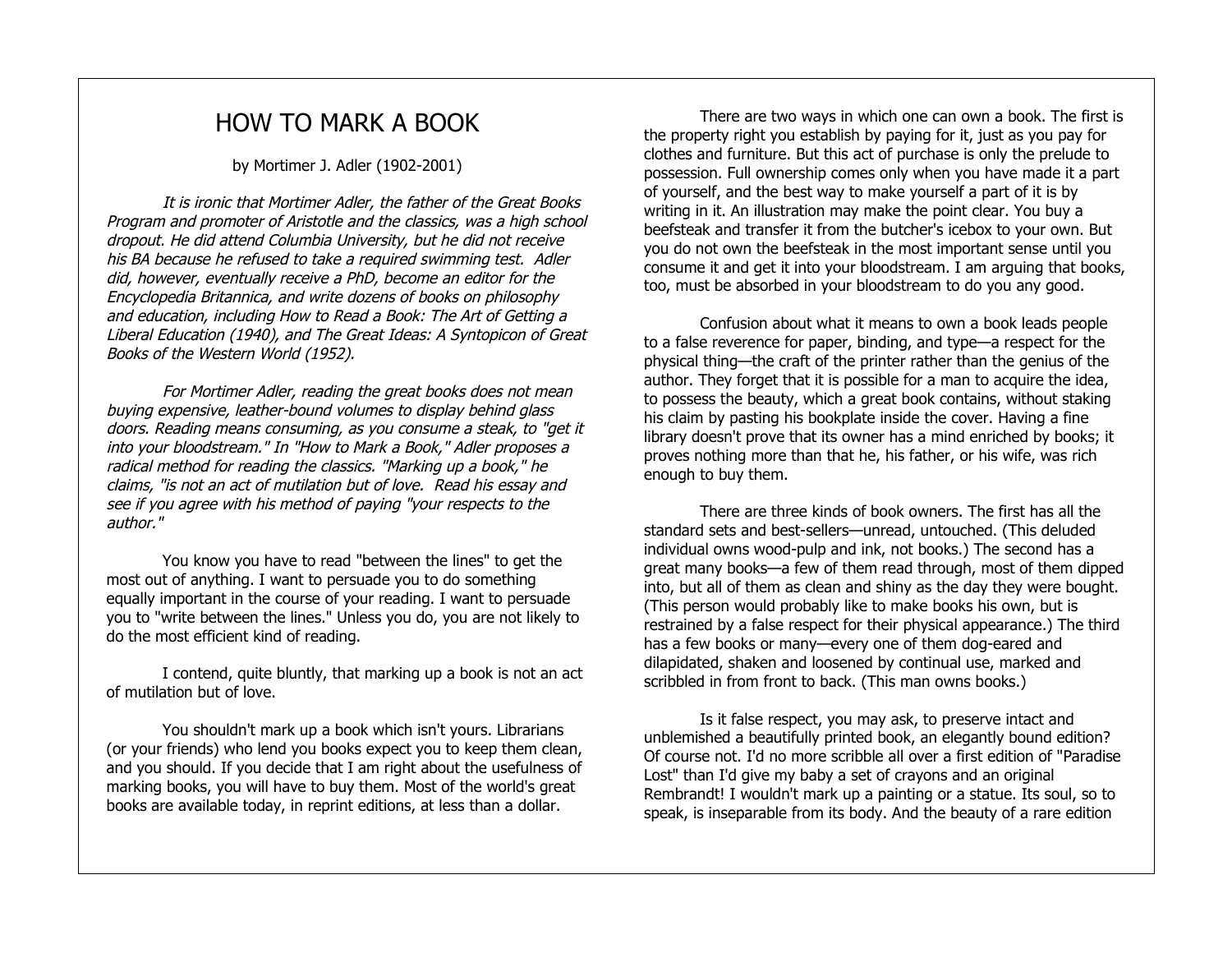# HOW TO MARK A BOOK

by Mortimer J. Adler (1902-2001)

*It is ironic that Mortimer Adler, the father of the Great Books Program and promoter of Aristotle and the classics, was a high school dropout. He did attend Columbia University, but he did not receive his BA because he refused to take a required swimming test. Adler did, however, eventually receive a PhD, become an editor for the Encyclopedia Britannica, and write dozens of books on philosophy and education, including How to Read a Book: The Art of Getting a Liberal Education (1940), and The Great Ideas: A Syntopicon of Great Books of the Western World (1952).*

*For Mortimer Adler, reading the great books does not mean buying expensive, leather-bound volumes to display behind glass doors. Reading means consuming, as you consume a steak, to "get it into your bloodstream." In "How to Mark a Book," Adler proposes a radical method for reading the classics. "Marking up a book," he claims, "is not an act of mutilation but of love. Read his essay and see if you agree with his method of paying "your respects to the author."*

You know you have to read "between the lines" to get the most out of anything. I want to persuade you to do something equally important in the course of your reading. I want to persuade you to "write between the lines." Unless you do, you are not likely to do the most efficient kind of reading.

I contend, quite bluntly, that marking up a book is not an act of mutilation but of love.

You shouldn't mark up a book which isn't yours. Librarians (or your friends) who lend you books expect you to keep them clean, and you should. If you decide that I am right about the usefulness of marking books, you will have to buy them. Most of the world's great books are available today, in reprint editions, at less than a dollar.

There are two ways in which one can own a book. The first is the property right you establish by paying for it, just as you pay for clothes and furniture. But this act of purchase is only the prelude to possession. Full ownership comes only when you have made it a part of yourself, and the best way to make yourself a part of it is by writing in it. An illustration may make the point clear. You buy a beefsteak and transfer it from the butcher's icebox to your own. But you do not own the beefsteak in the most important sense until you consume it and get it into your bloodstream. I am arguing that books, too, must be absorbed in your bloodstream to do you any good.

Confusion about what it means to own a book leads people to a false reverence for paper, binding, and type—a respect for the physical thing—the craft of the printer rather than the genius of the author. They forget that it is possible for a man to acquire the idea, to possess the beauty, which a great book contains, without staking his claim by pasting his bookplate inside the cover. Having a fine library doesn't prove that its owner has a mind enriched by books; it proves nothing more than that he, his father, or his wife, was rich enough to buy them.

There are three kinds of book owners. The first has all the standard sets and best-sellers—unread, untouched. (This deluded individual owns wood-pulp and ink, not books.) The second has a great many books—a few of them read through, most of them dipped into, but all of them as clean and shiny as the day they were bought. (This person would probably like to make books his own, but is restrained by a false respect for their physical appearance.) The third has a few books or many—every one of them dog-eared and dilapidated, shaken and loosened by continual use, marked and scribbled in from front to back. (This man owns books.)

Is it false respect, you may ask, to preserve intact and unblemished a beautifully printed book, an elegantly bound edition? Of course not. I'd no more scribble all over a first edition of "Paradise Lost" than I'd give my baby a set of crayons and an original Rembrandt! I wouldn't mark up a painting or a statue. Its soul, so to speak, is inseparable from its body. And the beauty of a rare edition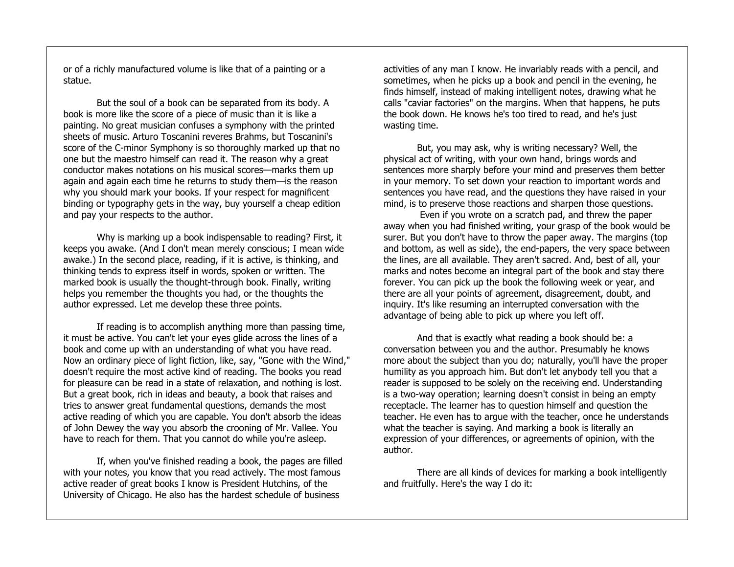or of a richly manufactured volume is like that of a painting or a statue.

But the soul of a book can be separated from its body. A book is more like the score of a piece of music than it is like a painting. No great musician confuses a symphony with the printed sheets of music. Arturo Toscanini reveres Brahms, but Toscanini's score of the C-minor Symphony is so thoroughly marked up that no one but the maestro himself can read it. The reason why a great conductor makes notations on his musical scores—marks them up again and again each time he returns to study them—is the reason why you should mark your books. If your respect for magnificent binding or typography gets in the way, buy yourself a cheap edition and pay your respects to the author.

Why is marking up a book indispensable to reading? First, it keeps you awake. (And I don't mean merely conscious; I mean wide awake.) In the second place, reading, if it is active, is thinking, and thinking tends to express itself in words, spoken or written. The marked book is usually the thought-through book. Finally, writing helps you remember the thoughts you had, or the thoughts the author expressed. Let me develop these three points.

If reading is to accomplish anything more than passing time, it must be active. You can't let your eyes glide across the lines of a book and come up with an understanding of what you have read. Now an ordinary piece of light fiction, like, say, "Gone with the Wind," doesn't require the most active kind of reading. The books you read for pleasure can be read in a state of relaxation, and nothing is lost. But a great book, rich in ideas and beauty, a book that raises and tries to answer great fundamental questions, demands the most active reading of which you are capable. You don't absorb the ideas of John Dewey the way you absorb the crooning of Mr. Vallee. You have to reach for them. That you cannot do while you're asleep.

If, when you've finished reading a book, the pages are filled with your notes, you know that you read actively. The most famous active reader of great books I know is President Hutchins, of the University of Chicago. He also has the hardest schedule of business activities of any man I know. He invariably reads with a pencil, and sometimes, when he picks up a book and pencil in the evening, he finds himself, instead of making intelligent notes, drawing what he calls "caviar factories" on the margins. When that happens, he puts the book down. He knows he's too tired to read, and he's just wasting time.

But, you may ask, why is writing necessary? Well, the physical act of writing, with your own hand, brings words and sentences more sharply before your mind and preserves them better in your memory. To set down your reaction to important words and sentences you have read, and the questions they have raised in your mind, is to preserve those reactions and sharpen those questions.

Even if you wrote on a scratch pad, and threw the paper away when you had finished writing, your grasp of the book would be surer. But you don't have to throw the paper away. The margins (top and bottom, as well as side), the end-papers, the very space between the lines, are all available. They aren't sacred. And, best of all, your marks and notes become an integral part of the book and stay there forever. You can pick up the book the following week or year, and there are all your points of agreement, disagreement, doubt, and inquiry. It's like resuming an interrupted conversation with the advantage of being able to pick up where you left off.

And that is exactly what reading a book should be: a conversation between you and the author. Presumably he knows more about the subject than you do; naturally, you'll have the proper humility as you approach him. But don't let anybody tell you that a reader is supposed to be solely on the receiving end. Understanding is a two-way operation; learning doesn't consist in being an empty receptacle. The learner has to question himself and question the teacher. He even has to argue with the teacher, once he understands what the teacher is saying. And marking a book is literally an expression of your differences, or agreements of opinion, with the author.

There are all kinds of devices for marking a book intelligently and fruitfully. Here's the way I do it: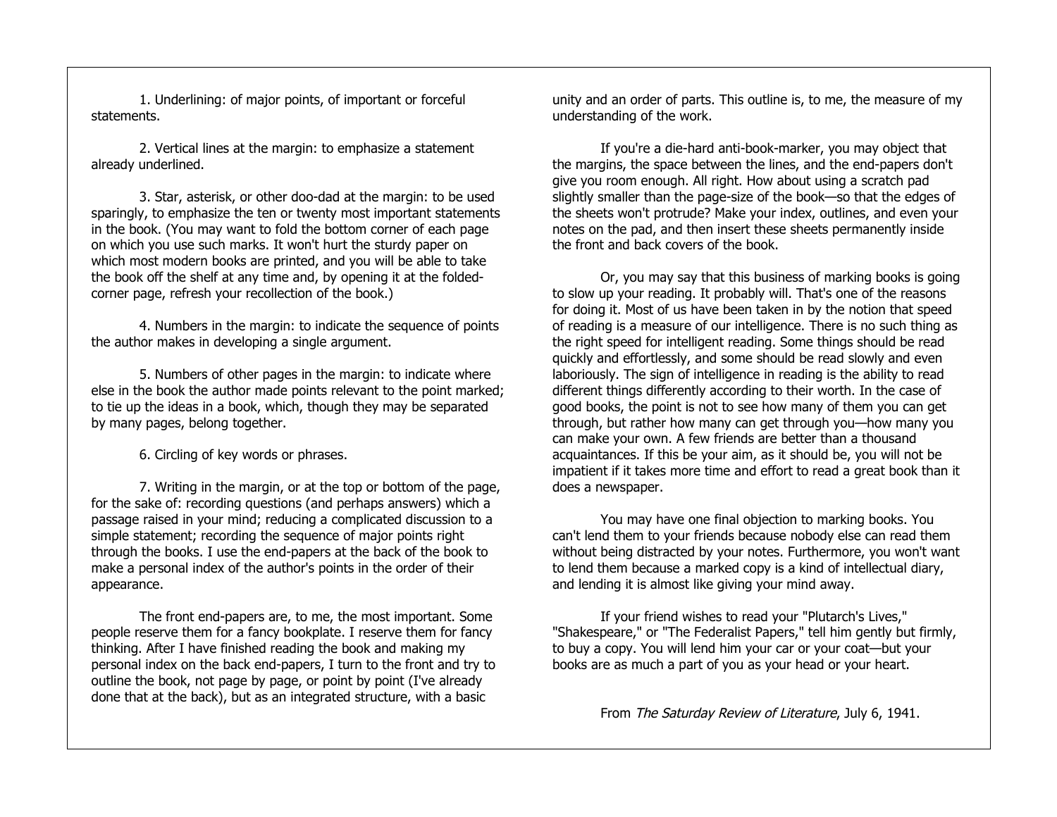1. Underlining: of major points, of important or forceful statements.

2. Vertical lines at the margin: to emphasize a statement already underlined.

3. Star, asterisk, or other doo-dad at the margin: to be used sparingly, to emphasize the ten or twenty most important statements in the book. (You may want to fold the bottom corner of each page on which you use such marks. It won't hurt the sturdy paper on which most modern books are printed, and you will be able to take the book off the shelf at any time and, by opening it at the folded-corner page, refresh your recollection of the book.)

4. Numbers in the margin: to indicate the sequence of points the author makes in developing a single argument.

5. Numbers of other pages in the margin: to indicate where else in the book the author made points relevant to the point marked; to tie up the ideas in a book, which, though they may be separated by many pages, belong together.

6. Circling of key words or phrases.

7. Writing in the margin, or at the top or bottom of the page, for the sake of: recording questions (and perhaps answers) which a passage raised in your mind; reducing a complicated discussion to a simple statement; recording the sequence of major points right through the books. I use the end-papers at the back of the book to make a personal index of the author's points in the order of their appearance.

The front end-papers are, to me, the most important. Some people reserve them for a fancy bookplate. I reserve them for fancy thinking. After I have finished reading the book and making my personal index on the back end-papers, I turn to the front and try to outline the book, not page by page, or point by point (I've already done that at the back), but as an integrated structure, with a basic unity and an order of parts. This outline is, to me, the measure of my understanding of the work.

If you're a die-hard anti-book-marker, you may object that the margins, the space between the lines, and the end-papers don't give you room enough. All right. How about using a scratch pad slightly smaller than the page-size of the book—so that the edges of the sheets won't protrude? Make your index, outlines, and even your notes on the pad, and then insert these sheets permanently inside the front and back covers of the book.

Or, you may say that this business of marking books is going to slow up your reading. It probably will. That's one of the reasons for doing it. Most of us have been taken in by the notion that speed of reading is a measure of our intelligence. There is no such thing as the right speed for intelligent reading. Some things should be read quickly and effortlessly, and some should be read slowly and even laboriously. The sign of intelligence in reading is the ability to read different things differently according to their worth. In the case of good books, the point is not to see how many of them you can get through, but rather how many can get through you—how many you can make your own. A few friends are better than a thousand acquaintances. If this be your aim, as it should be, you will not be impatient if it takes more time and effort to read a great book than it does a newspaper.

You may have one final objection to marking books. You can't lend them to your friends because nobody else can read them without being distracted by your notes. Furthermore, you won't want to lend them because a marked copy is a kind of intellectual diary, and lending it is almost like giving your mind away.

If your friend wishes to read your "Plutarch's Lives," "Shakespeare," or "The Federalist Papers," tell him gently but firmly, to buy a copy. You will lend him your car or your coat—but your books are as much a part of you as your head or your heart.

From *The Saturday Review of Literature*, July 6, 1941.